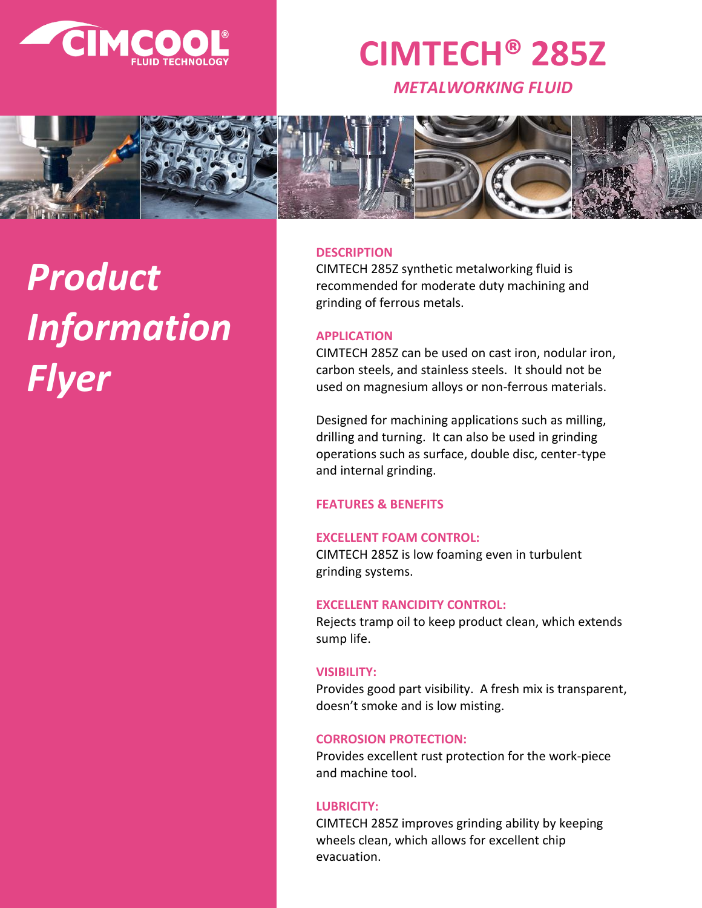CIMCOOL®
FLUID TECHNOLOGY

# CIMTECH® 285Z

*METALWORKING FLUID*

## *Product Information Flyer*

### DESCRIPTION

CIMTECH 285Z synthetic metalworking fluid is recommended for moderate duty machining and grinding of ferrous metals.

### APPLICATION

CIMTECH 285Z can be used on cast iron, nodular iron, carbon steels, and stainless steels. It should not be used on magnesium alloys or non-ferrous materials.

Designed for machining applications such as milling, drilling and turning. It can also be used in grinding operations such as surface, double disc, center-type and internal grinding.

### FEATURES & BENEFITS

**EXCELLENT FOAM CONTROL:**
CIMTECH 285Z is low foaming even in turbulent grinding systems.

**EXCELLENT RANCIDITY CONTROL:**
Rejects tramp oil to keep product clean, which extends sump life.

**VISIBILITY:**
Provides good part visibility. A fresh mix is transparent, doesn't smoke and is low misting.

**CORROSION PROTECTION:**
Provides excellent rust protection for the work-piece and machine tool.

**LUBRICITY:**
CIMTECH 285Z improves grinding ability by keeping wheels clean, which allows for excellent chip evacuation.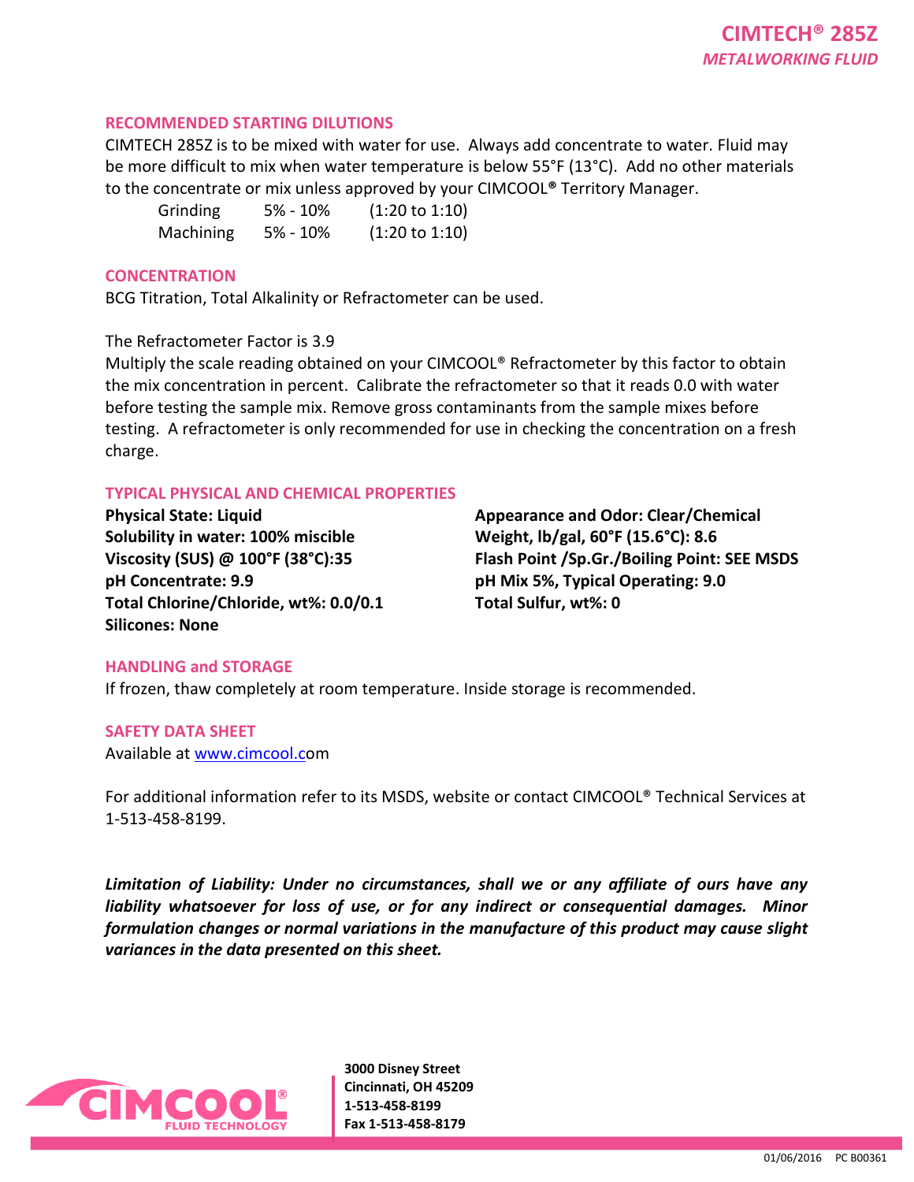# CIMTECH® 285Z
*METALWORKING FLUID*

## RECOMMENDED STARTING DILUTIONS

CIMTECH 285Z is to be mixed with water for use. Always add concentrate to water. Fluid may be more difficult to mix when water temperature is below 55°F (13°C). Add no other materials to the concentrate or mix unless approved by your CIMCOOL® Territory Manager.

| | | |
|---|---|---|
| Grinding | 5% - 10% | (1:20 to 1:10) |
| Machining | 5% - 10% | (1:20 to 1:10) |

## CONCENTRATION

BCG Titration, Total Alkalinity or Refractometer can be used.

The Refractometer Factor is 3.9

Multiply the scale reading obtained on your CIMCOOL® Refractometer by this factor to obtain the mix concentration in percent. Calibrate the refractometer so that it reads 0.0 with water before testing the sample mix. Remove gross contaminants from the sample mixes before testing. A refractometer is only recommended for use in checking the concentration on a fresh charge.

## TYPICAL PHYSICAL AND CHEMICAL PROPERTIES

**Physical State: Liquid**
**Solubility in water: 100% miscible**
**Viscosity (SUS) @ 100°F (38°C):35**
**pH Concentrate: 9.9**
**Total Chlorine/Chloride, wt%: 0.0/0.1**
**Silicones: None**

**Appearance and Odor: Clear/Chemical**
**Weight, lb/gal, 60°F (15.6°C): 8.6**
**Flash Point /Sp.Gr./Boiling Point: SEE MSDS**
**pH Mix 5%, Typical Operating: 9.0**
**Total Sulfur, wt%: 0**

## HANDLING and STORAGE

If frozen, thaw completely at room temperature. Inside storage is recommended.

## SAFETY DATA SHEET

Available at www.cimcool.com

For additional information refer to its MSDS, website or contact CIMCOOL® Technical Services at 1-513-458-8199.

***Limitation of Liability: Under no circumstances, shall we or any affiliate of ours have any liability whatsoever for loss of use, or for any indirect or consequential damages. Minor formulation changes or normal variations in the manufacture of this product may cause slight variances in the data presented on this sheet.***

CIMCOOL® FLUID TECHNOLOGY

**3000 Disney Street**
**Cincinnati, OH 45209**
**1-513-458-8199**
**Fax 1-513-458-8179**

01/06/2016 PC B00361